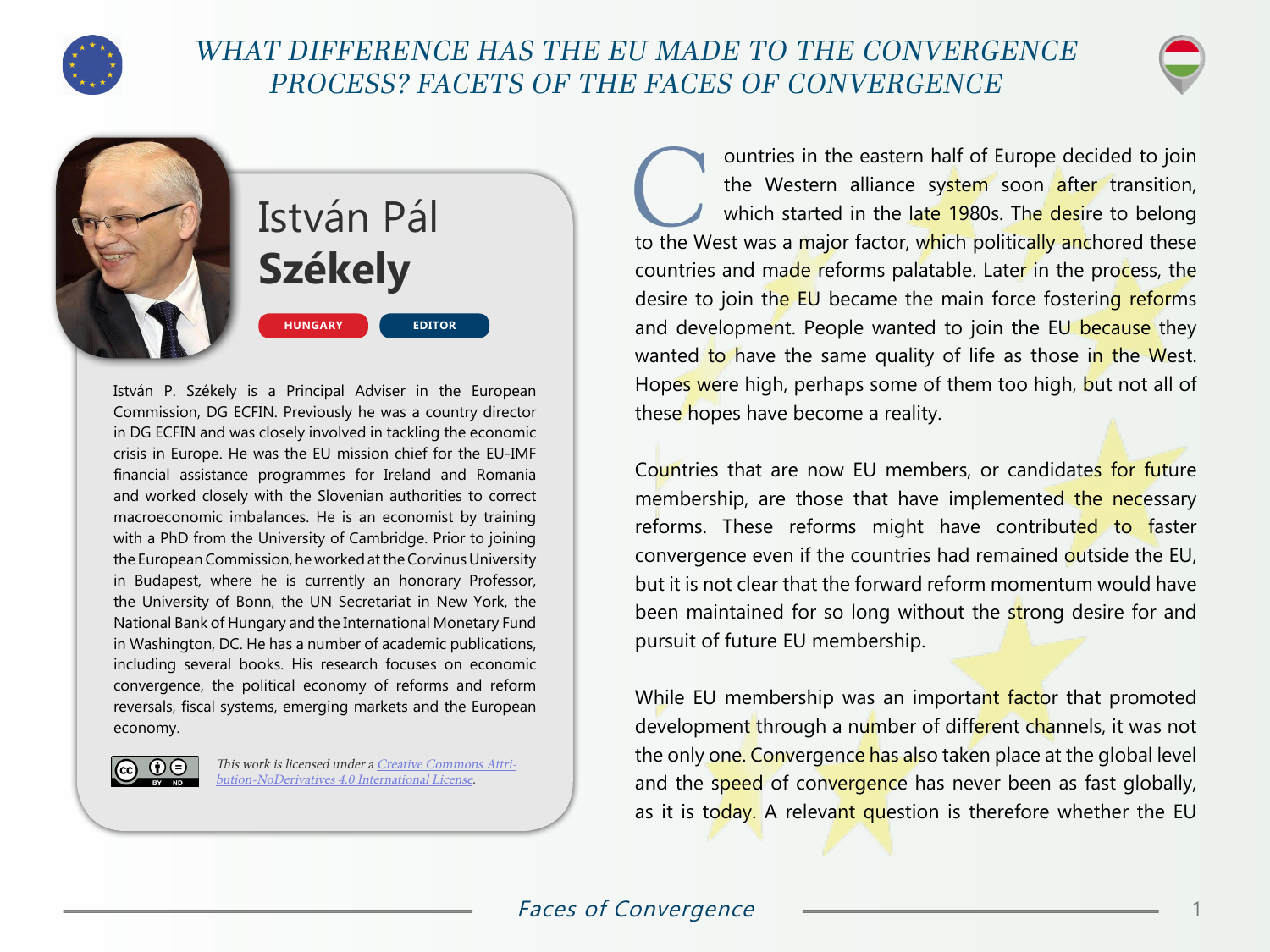# WHAT DIFFERENCE HAS THE EU MADE TO THE CONVERGENCE PROCESS? FACETS OF THE FACES OF CONVERGENCE

## István Pál **Székely**

HUNGARY | EDITOR

István P. Székely is a Principal Adviser in the European Commission, DG ECFIN. Previously he was a country director in DG ECFIN and was closely involved in tackling the economic crisis in Europe. He was the EU mission chief for the EU-IMF financial assistance programmes for Ireland and Romania and worked closely with the Slovenian authorities to correct macroeconomic imbalances. He is an economist by training with a PhD from the University of Cambridge. Prior to joining the European Commission, he worked at the Corvinus University in Budapest, where he is currently an honorary Professor, the University of Bonn, the UN Secretariat in New York, the National Bank of Hungary and the International Monetary Fund in Washington, DC. He has a number of academic publications, including several books. His research focuses on economic convergence, the political economy of reforms and reform reversals, fiscal systems, emerging markets and the European economy.

*This work is licensed under a [Creative Commons Attribution-NoDerivatives 4.0 International License](https://creativecommons.org/licenses/by-nd/4.0/).*

Countries in the eastern half of Europe decided to join the Western alliance system soon after transition, which started in the late 1980s. The desire to belong to the West was a major factor, which politically anchored these countries and made reforms palatable. Later in the process, the desire to join the EU became the main force fostering reforms and development. People wanted to join the EU because they wanted to have the same quality of life as those in the West. Hopes were high, perhaps some of them too high, but not all of these hopes have become a reality.

Countries that are now EU members, or candidates for future membership, are those that have implemented the necessary reforms. These reforms might have contributed to faster convergence even if the countries had remained outside the EU, but it is not clear that the forward reform momentum would have been maintained for so long without the strong desire for and pursuit of future EU membership.

While EU membership was an important factor that promoted development through a number of different channels, it was not the only one. Convergence has also taken place at the global level and the speed of convergence has never been as fast globally, as it is today. A relevant question is therefore whether the EU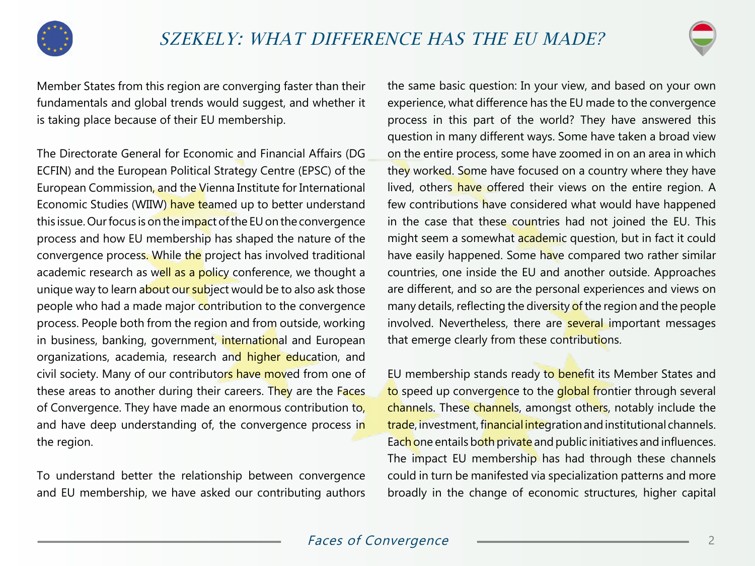Member States from this region are converging faster than their fundamentals and global trends would suggest, and whether it is taking place because of their EU membership.

The Directorate General for Economic and Financial Affairs (DG ECFIN) and the European Political Strategy Centre (EPSC) of the European Commission, and the Vienna Institute for International Economic Studies (WIIW) have teamed up to better understand this issue. Our focus is on the impact of the EU on the convergence process and how EU membership has shaped the nature of the convergence process. While the project has involved traditional academic research as well as a policy conference, we thought a unique way to learn about our subject would be to also ask those people who had a made major contribution to the convergence process. People both from the region and from outside, working in business, banking, government, international and European organizations, academia, research and higher education, and civil society. Many of our contributors have moved from one of these areas to another during their careers. They are the Faces of Convergence. They have made an enormous contribution to, and have deep understanding of, the convergence process in the region.

To understand better the relationship between convergence and EU membership, we have asked our contributing authors the same basic question: In your view, and based on your own experience, what difference has the EU made to the convergence process in this part of the world? They have answered this question in many different ways. Some have taken a broad view on the entire process, some have zoomed in on an area in which they worked. Some have focused on a country where they have lived, others have offered their views on the entire region. A few contributions have considered what would have happened in the case that these countries had not joined the EU. This might seem a somewhat academic question, but in fact it could have easily happened. Some have compared two rather similar countries, one inside the EU and another outside. Approaches are different, and so are the personal experiences and views on many details, reflecting the diversity of the region and the people involved. Nevertheless, there are several important messages that emerge clearly from these contributions.

EU membership stands ready to benefit its Member States and to speed up convergence to the global frontier through several channels. These channels, amongst others, notably include the trade, investment, financial integration and institutional channels. Each one entails both private and public initiatives and influences. The impact EU membership has had through these channels could in turn be manifested via specialization patterns and more broadly in the change of economic structures, higher capital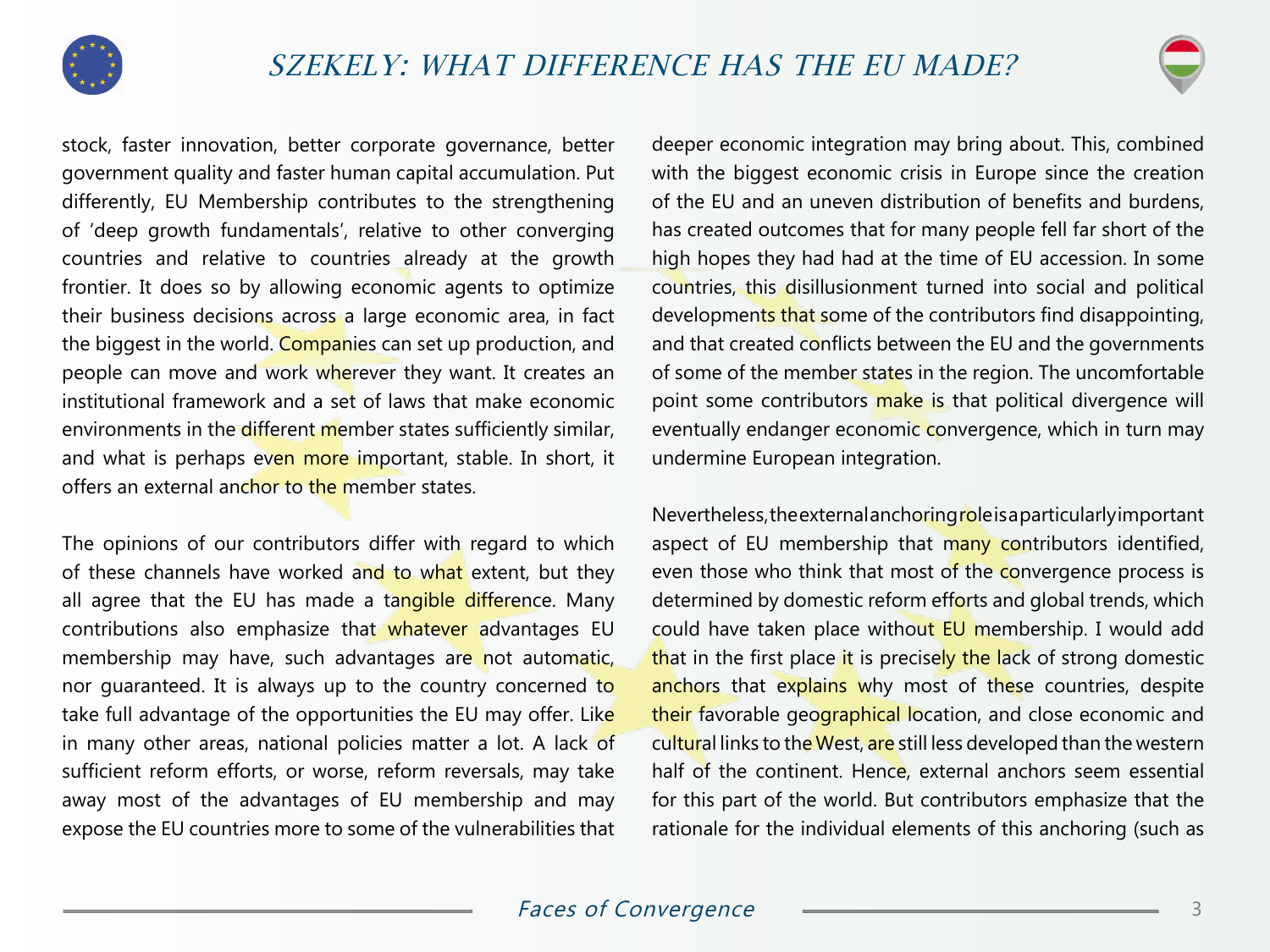stock, faster innovation, better corporate governance, better government quality and faster human capital accumulation. Put differently, EU Membership contributes to the strengthening of 'deep growth fundamentals', relative to other converging countries and relative to countries already at the growth frontier. It does so by allowing economic agents to optimize their business decisions across a large economic area, in fact the biggest in the world. Companies can set up production, and people can move and work wherever they want. It creates an institutional framework and a set of laws that make economic environments in the different member states sufficiently similar, and what is perhaps even more important, stable. In short, it offers an external anchor to the member states.

The opinions of our contributors differ with regard to which of these channels have worked and to what extent, but they all agree that the EU has made a tangible difference. Many contributions also emphasize that whatever advantages EU membership may have, such advantages are not automatic, nor guaranteed. It is always up to the country concerned to take full advantage of the opportunities the EU may offer. Like in many other areas, national policies matter a lot. A lack of sufficient reform efforts, or worse, reform reversals, may take away most of the advantages of EU membership and may expose the EU countries more to some of the vulnerabilities that deeper economic integration may bring about. This, combined with the biggest economic crisis in Europe since the creation of the EU and an uneven distribution of benefits and burdens, has created outcomes that for many people fell far short of the high hopes they had had at the time of EU accession. In some countries, this disillusionment turned into social and political developments that some of the contributors find disappointing, and that created conflicts between the EU and the governments of some of the member states in the region. The uncomfortable point some contributors make is that political divergence will eventually endanger economic convergence, which in turn may undermine European integration.

Nevertheless, the external anchoring role is a particularly important aspect of EU membership that many contributors identified, even those who think that most of the convergence process is determined by domestic reform efforts and global trends, which could have taken place without EU membership. I would add that in the first place it is precisely the lack of strong domestic anchors that explains why most of these countries, despite their favorable geographical location, and close economic and cultural links to the West, are still less developed than the western half of the continent. Hence, external anchors seem essential for this part of the world. But contributors emphasize that the rationale for the individual elements of this anchoring (such as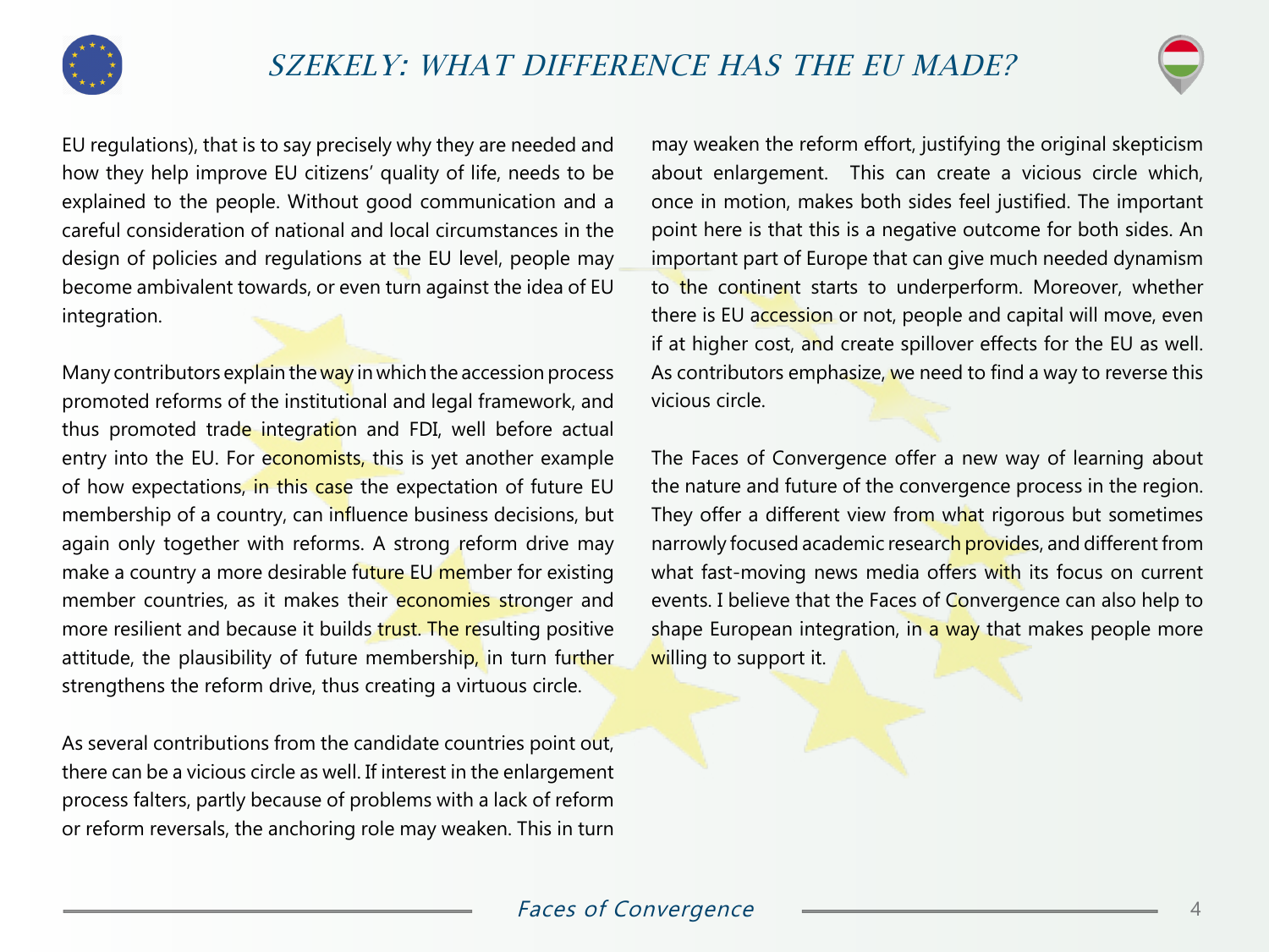EU regulations), that is to say precisely why they are needed and how they help improve EU citizens' quality of life, needs to be explained to the people. Without good communication and a careful consideration of national and local circumstances in the design of policies and regulations at the EU level, people may become ambivalent towards, or even turn against the idea of EU integration.

Many contributors explain the way in which the accession process promoted reforms of the institutional and legal framework, and thus promoted trade integration and FDI, well before actual entry into the EU. For economists, this is yet another example of how expectations, in this case the expectation of future EU membership of a country, can influence business decisions, but again only together with reforms. A strong reform drive may make a country a more desirable future EU member for existing member countries, as it makes their economies stronger and more resilient and because it builds trust. The resulting positive attitude, the plausibility of future membership, in turn further strengthens the reform drive, thus creating a virtuous circle.

As several contributions from the candidate countries point out, there can be a vicious circle as well. If interest in the enlargement process falters, partly because of problems with a lack of reform or reform reversals, the anchoring role may weaken. This in turn may weaken the reform effort, justifying the original skepticism about enlargement. This can create a vicious circle which, once in motion, makes both sides feel justified. The important point here is that this is a negative outcome for both sides. An important part of Europe that can give much needed dynamism to the continent starts to underperform. Moreover, whether there is EU accession or not, people and capital will move, even if at higher cost, and create spillover effects for the EU as well. As contributors emphasize, we need to find a way to reverse this vicious circle.

The Faces of Convergence offer a new way of learning about the nature and future of the convergence process in the region. They offer a different view from what rigorous but sometimes narrowly focused academic research provides, and different from what fast-moving news media offers with its focus on current events. I believe that the Faces of Convergence can also help to shape European integration, in a way that makes people more willing to support it.